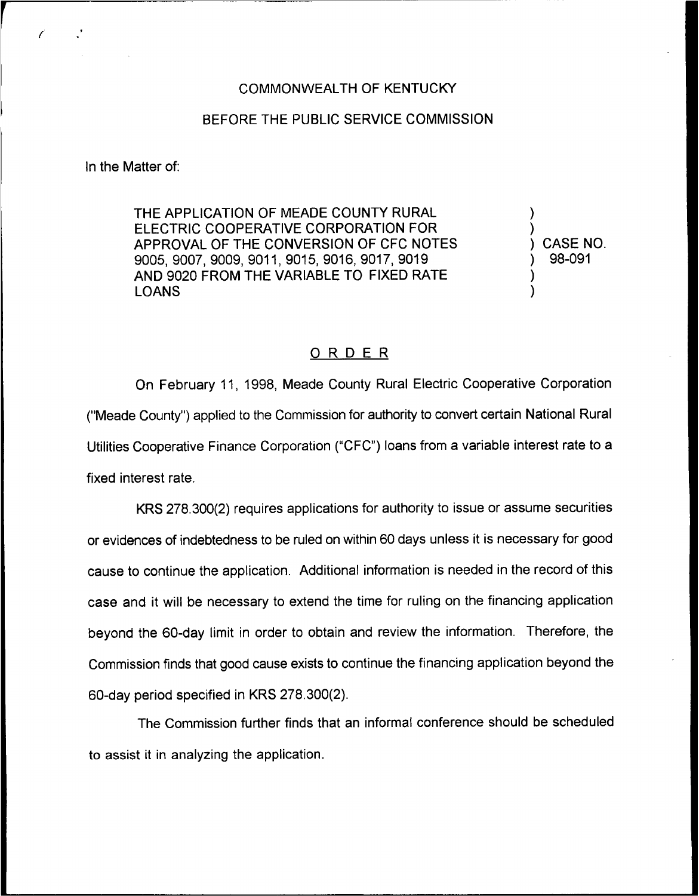COMMONWEALTH OF KENTUCKY

BEFORE THE PUBLIC SERVICE COMMISSION

In the Matter of:

THE APPLICATION OF MEADE COUNTY RURAL ELECTRIC COOPERATIVE CORPORATION FOR APPROVAL OF THE CONVERSION OF CFC NOTES 9005, 9007, 9009, 9011, 9015, 9016, 9017, 9019 AND 9020 FROM THE VARIABLE TO FIXED RATE LOANS ) CASE NO. 98-091

## ORDER

On February 11, 1998, Meade County Rural Electric Cooperative Corporation ("Meade County") applied to the Commission for authority to convert certain National Rural Utilities Cooperative Finance Corporation ("CFC") loans from a variable interest rate to a fixed interest rate.

KRS 278.300(2) requires applications for authority to issue or assume securities or evidences of indebtedness to be ruled on within 60 days unless it is necessary for good cause to continue the application. Additional information is needed in the record of this case and it will be necessary to extend the time for ruling on the financing application beyond the 60-day limit in order to obtain and review the information. Therefore, the Commission finds that good cause exists to continue the financing application beyond the 60-day period specified in KRS 278.300(2).

The Commission further finds that an informal conference should be scheduled to assist it in analyzing the application.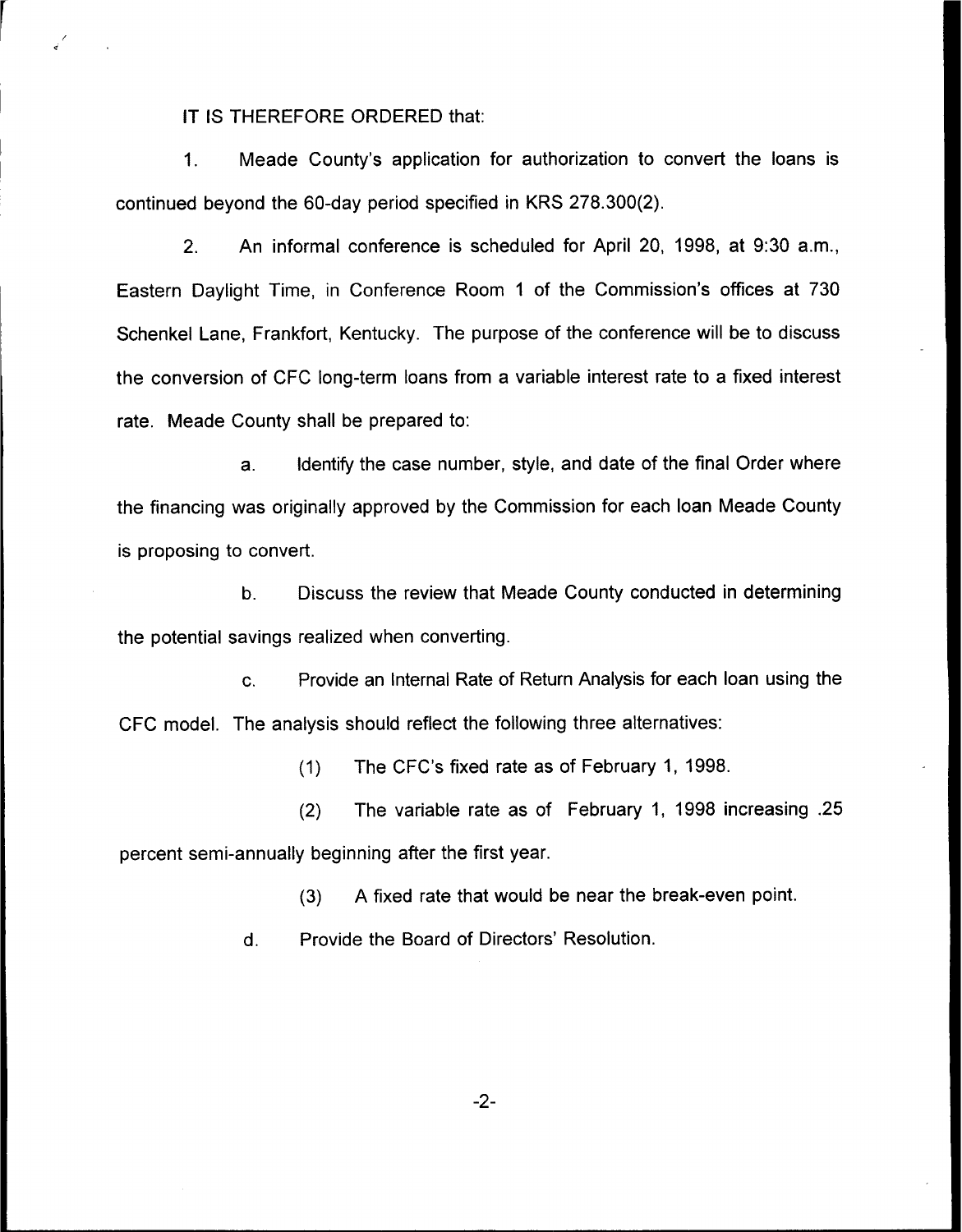IT IS THEREFORE ORDERED that:

1. Meade County's application for authorization to convert the loans is continued beyond the 60-day period specified in KRS 278.300(2).

2. An informal conference is scheduled for April 20, 1998, at 9:30 a.m., Eastern Daylight Time, in Conference Room 1 of the Commission's offices at 730 Schenkel Lane, Frankfort, Kentucky. The purpose of the conference will be to discuss the conversion of CFC long-term loans from a variable interest rate to a fixed interest rate. Meade County shall be prepared to:

   a. Identify the case number, style, and date of the final Order where the financing was originally approved by the Commission for each loan Meade County is proposing to convert.

   b. Discuss the review that Meade County conducted in determining the potential savings realized when converting.

   c. Provide an Internal Rate of Return Analysis for each loan using the CFC model. The analysis should reflect the following three alternatives:

      (1) The CFC's fixed rate as of February 1, 1998.

      (2) The variable rate as of February 1, 1998 increasing .25 percent semi-annually beginning after the first year.

      (3) A fixed rate that would be near the break-even point.

   d. Provide the Board of Directors' Resolution.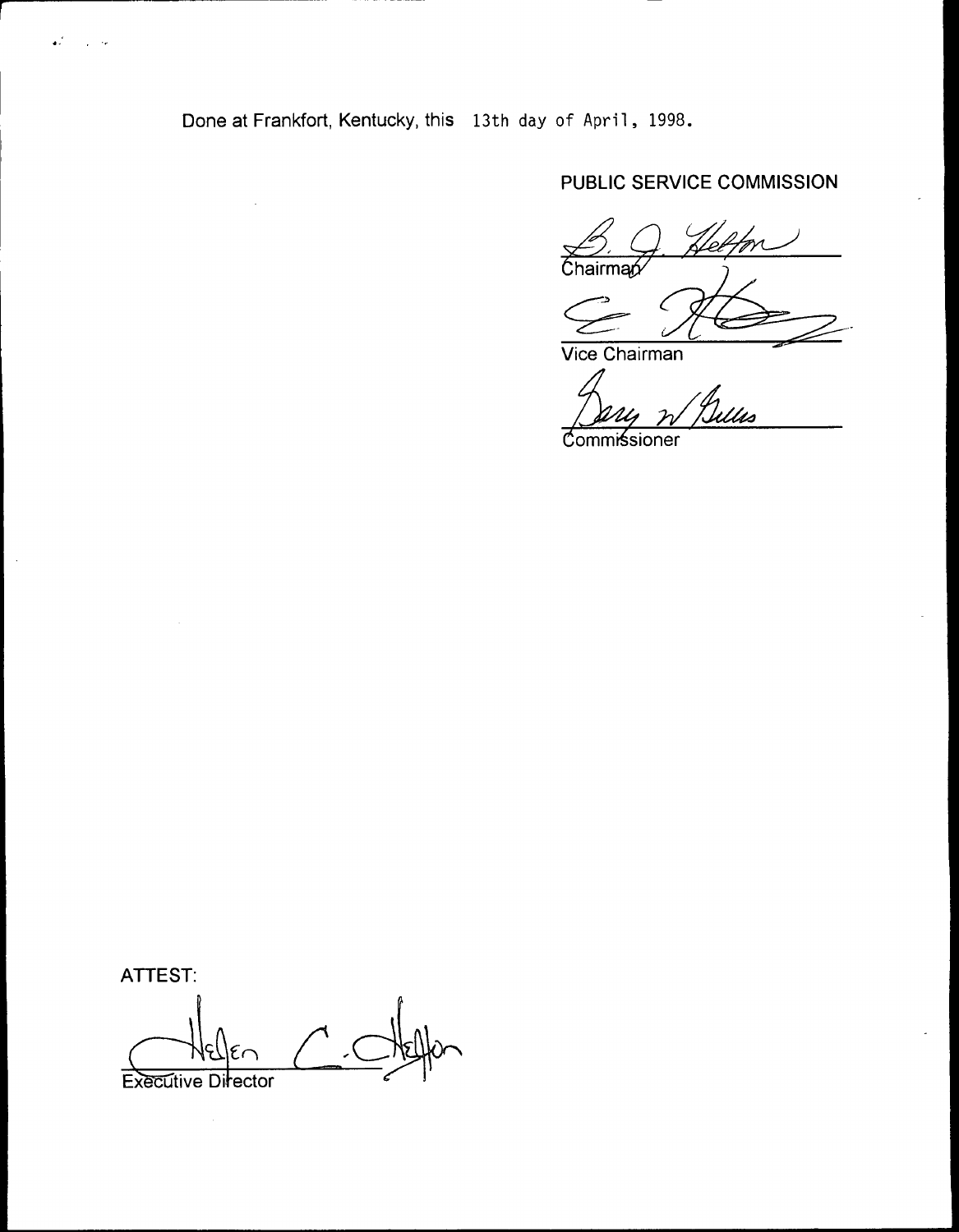Done at Frankfort, Kentucky, this 13th day of April, 1998.

PUBLIC SERVICE COMMISSION

Chairman

Vice Chairman

Commissioner

ATTEST:

Executive Director